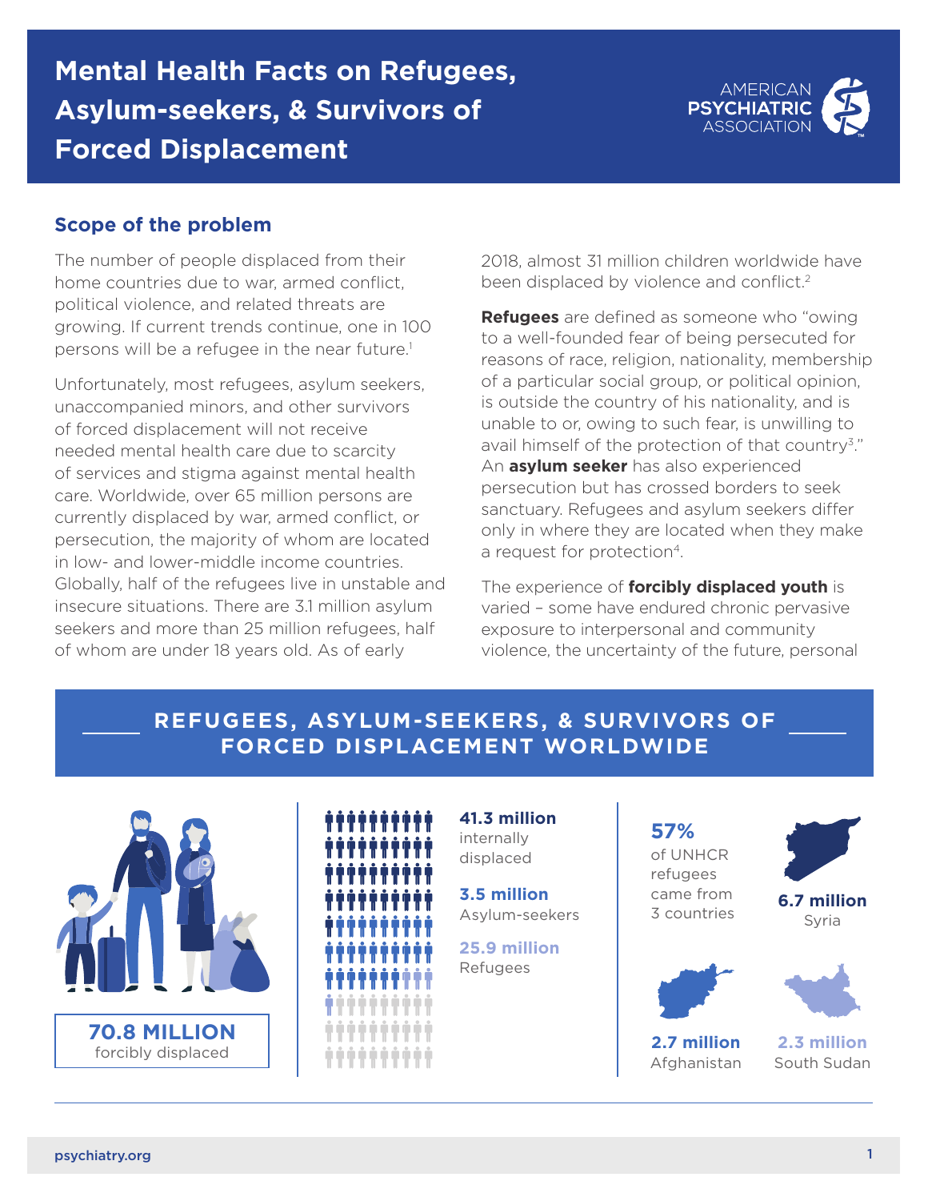# Mental Health Facts on Refugees, Asylum-seekers, & Survivors of Forced Displacement

AMERICAN PSYCHIATRIC ASSOCIATION

## Scope of the problem

The number of people displaced from their home countries due to war, armed conflict, political violence, and related threats are growing. If current trends continue, one in 100 persons will be a refugee in the near future.[1]

Unfortunately, most refugees, asylum seekers, unaccompanied minors, and other survivors of forced displacement will not receive needed mental health care due to scarcity of services and stigma against mental health care. Worldwide, over 65 million persons are currently displaced by war, armed conflict, or persecution, the majority of whom are located in low- and lower-middle income countries. Globally, half of the refugees live in unstable and insecure situations. There are 3.1 million asylum seekers and more than 25 million refugees, half of whom are under 18 years old. As of early 2018, almost 31 million children worldwide have been displaced by violence and conflict.[2]

**Refugees** are defined as someone who "owing to a well-founded fear of being persecuted for reasons of race, religion, nationality, membership of a particular social group, or political opinion, is outside the country of his nationality, and is unable to or, owing to such fear, is unwilling to avail himself of the protection of that country[3]." An **asylum seeker** has also experienced persecution but has crossed borders to seek sanctuary. Refugees and asylum seekers differ only in where they are located when they make a request for protection[4].

The experience of **forcibly displaced youth** is varied – some have endured chronic pervasive exposure to interpersonal and community violence, the uncertainty of the future, personal

## REFUGEES, ASYLUM-SEEKERS, & SURVIVORS OF FORCED DISPLACEMENT WORLDWIDE

**70.8 MILLION** forcibly displaced

**41.3 million** internally displaced

**3.5 million** Asylum-seekers

**25.9 million** Refugees

**57%** of UNHCR refugees came from 3 countries

**6.7 million** Syria

**2.7 million** Afghanistan

**2.3 million** South Sudan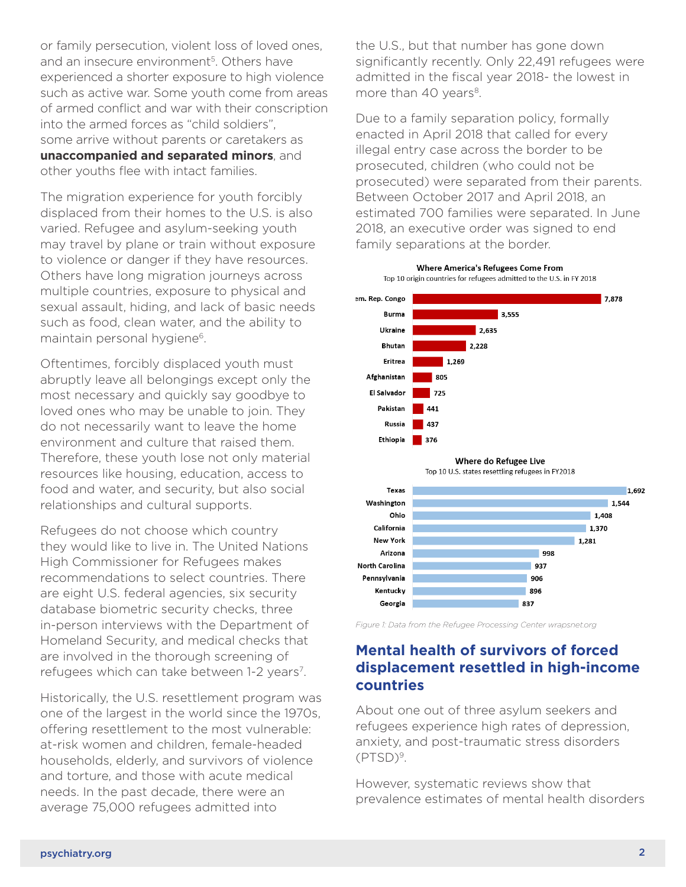or family persecution, violent loss of loved ones, and an insecure environment[5]. Others have experienced a shorter exposure to high violence such as active war. Some youth come from areas of armed conflict and war with their conscription into the armed forces as "child soldiers", some arrive without parents or caretakers as **unaccompanied and separated minors**, and other youths flee with intact families.

The migration experience for youth forcibly displaced from their homes to the U.S. is also varied. Refugee and asylum-seeking youth may travel by plane or train without exposure to violence or danger if they have resources. Others have long migration journeys across multiple countries, exposure to physical and sexual assault, hiding, and lack of basic needs such as food, clean water, and the ability to maintain personal hygiene[6].

Oftentimes, forcibly displaced youth must abruptly leave all belongings except only the most necessary and quickly say goodbye to loved ones who may be unable to join. They do not necessarily want to leave the home environment and culture that raised them. Therefore, these youth lose not only material resources like housing, education, access to food and water, and security, but also social relationships and cultural supports.

Refugees do not choose which country they would like to live in. The United Nations High Commissioner for Refugees makes recommendations to select countries. There are eight U.S. federal agencies, six security database biometric security checks, three in-person interviews with the Department of Homeland Security, and medical checks that are involved in the thorough screening of refugees which can take between 1-2 years[7].

Historically, the U.S. resettlement program was one of the largest in the world since the 1970s, offering resettlement to the most vulnerable: at-risk women and children, female-headed households, elderly, and survivors of violence and torture, and those with acute medical needs. In the past decade, there were an average 75,000 refugees admitted into the U.S., but that number has gone down significantly recently. Only 22,491 refugees were admitted in the fiscal year 2018- the lowest in more than 40 years[8].

Due to a family separation policy, formally enacted in April 2018 that called for every illegal entry case across the border to be prosecuted, children (who could not be prosecuted) were separated from their parents. Between October 2017 and April 2018, an estimated 700 families were separated. In June 2018, an executive order was signed to end family separations at the border.

**Where America's Refugees Come From**
Top 10 origin countries for refugees admitted to the U.S. in FY 2018

| Country | Refugees |
|---|---|
| Dem. Rep. Congo | 7,878 |
| Burma | 3,555 |
| Ukraine | 2,635 |
| Bhutan | 2,228 |
| Eritrea | 1,269 |
| Afghanistan | 805 |
| El Salvador | 725 |
| Pakistan | 441 |
| Russia | 437 |
| Ethiopia | 376 |

**Where do Refugee Live**
Top 10 U.S. states resettling refugees in FY2018

| State | Refugees |
|---|---|
| Texas | 1,692 |
| Washington | 1,544 |
| Ohio | 1,408 |
| California | 1,370 |
| New York | 1,281 |
| Arizona | 998 |
| North Carolina | 937 |
| Pennsylvania | 906 |
| Kentucky | 896 |
| Georgia | 837 |

*Figure 1: Data from the Refugee Processing Center wrapsnet.org*

## Mental health of survivors of forced displacement resettled in high-income countries

About one out of three asylum seekers and refugees experience high rates of depression, anxiety, and post-traumatic stress disorders (PTSD)[9].

However, systematic reviews show that prevalence estimates of mental health disorders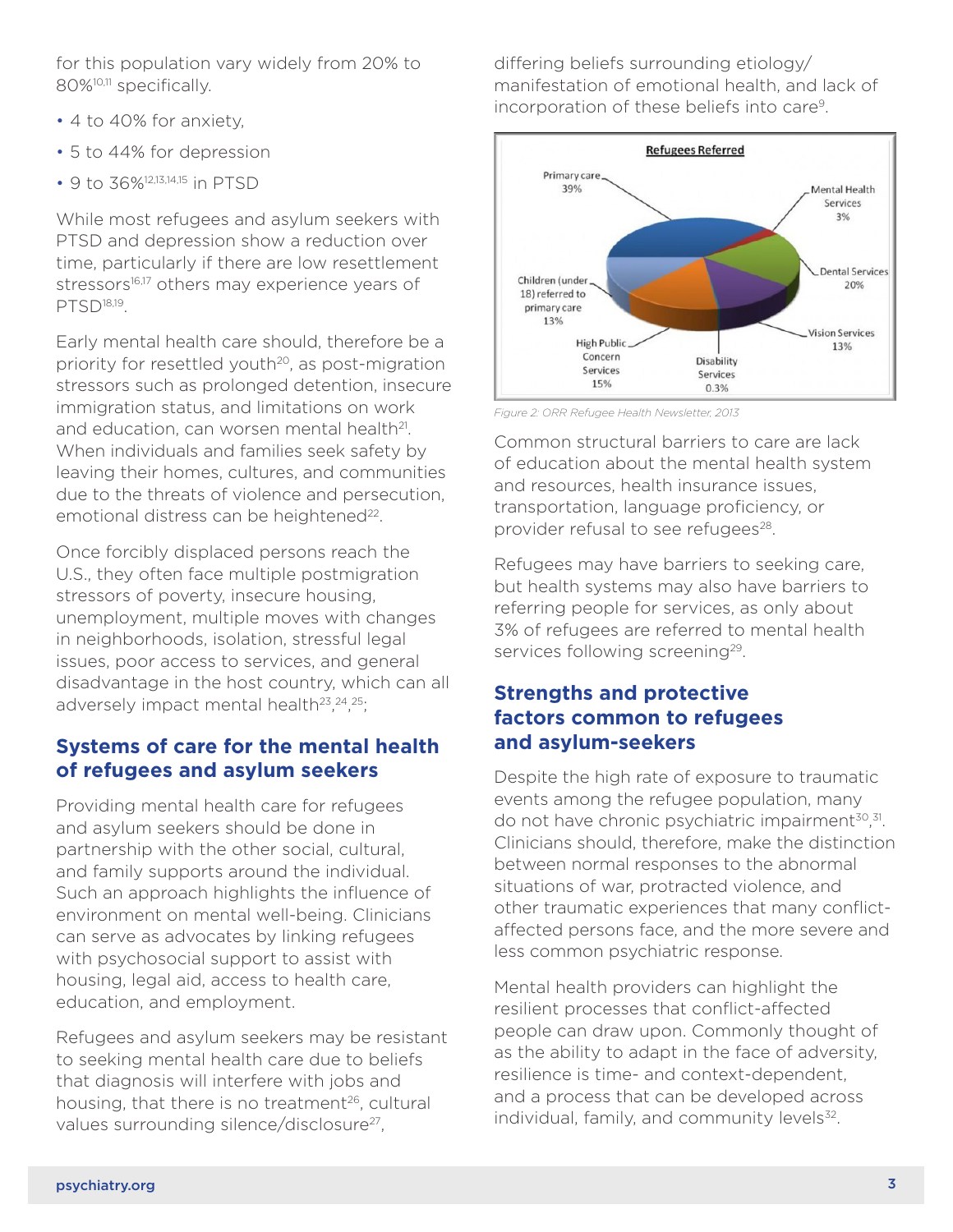for this population vary widely from 20% to 80%[10,11] specifically.

- 4 to 40% for anxiety,
- 5 to 44% for depression
- 9 to 36%[12,13,14,15] in PTSD

While most refugees and asylum seekers with PTSD and depression show a reduction over time, particularly if there are low resettlement stressors[16,17] others may experience years of PTSD[18,19].

Early mental health care should, therefore be a priority for resettled youth[20], as post-migration stressors such as prolonged detention, insecure immigration status, and limitations on work and education, can worsen mental health[21]. When individuals and families seek safety by leaving their homes, cultures, and communities due to the threats of violence and persecution, emotional distress can be heightened[22].

Once forcibly displaced persons reach the U.S., they often face multiple postmigration stressors of poverty, insecure housing, unemployment, multiple moves with changes in neighborhoods, isolation, stressful legal issues, poor access to services, and general disadvantage in the host country, which can all adversely impact mental health[23,24,25];

## Systems of care for the mental health of refugees and asylum seekers

Providing mental health care for refugees and asylum seekers should be done in partnership with the other social, cultural, and family supports around the individual. Such an approach highlights the influence of environment on mental well-being. Clinicians can serve as advocates by linking refugees with psychosocial support to assist with housing, legal aid, access to health care, education, and employment.

Refugees and asylum seekers may be resistant to seeking mental health care due to beliefs that diagnosis will interfere with jobs and housing, that there is no treatment[26], cultural values surrounding silence/disclosure[27], differing beliefs surrounding etiology/manifestation of emotional health, and lack of incorporation of these beliefs into care[9].

**Refugees Referred**

| Category | Percent |
|---|---|
| Primary care | 39% |
| Mental Health Services | 3% |
| Dental Services | 20% |
| Vision Services | 13% |
| Disability Services | 0.3% |
| High Public Concern Services | 15% |
| Children (under 18) referred to primary care | 13% |

*Figure 2: ORR Refugee Health Newsletter, 2013*

Common structural barriers to care are lack of education about the mental health system and resources, health insurance issues, transportation, language proficiency, or provider refusal to see refugees[28].

Refugees may have barriers to seeking care, but health systems may also have barriers to referring people for services, as only about 3% of refugees are referred to mental health services following screening[29].

## Strengths and protective factors common to refugees and asylum-seekers

Despite the high rate of exposure to traumatic events among the refugee population, many do not have chronic psychiatric impairment[30,31]. Clinicians should, therefore, make the distinction between normal responses to the abnormal situations of war, protracted violence, and other traumatic experiences that many conflict-affected persons face, and the more severe and less common psychiatric response.

Mental health providers can highlight the resilient processes that conflict-affected people can draw upon. Commonly thought of as the ability to adapt in the face of adversity, resilience is time- and context-dependent, and a process that can be developed across individual, family, and community levels[32].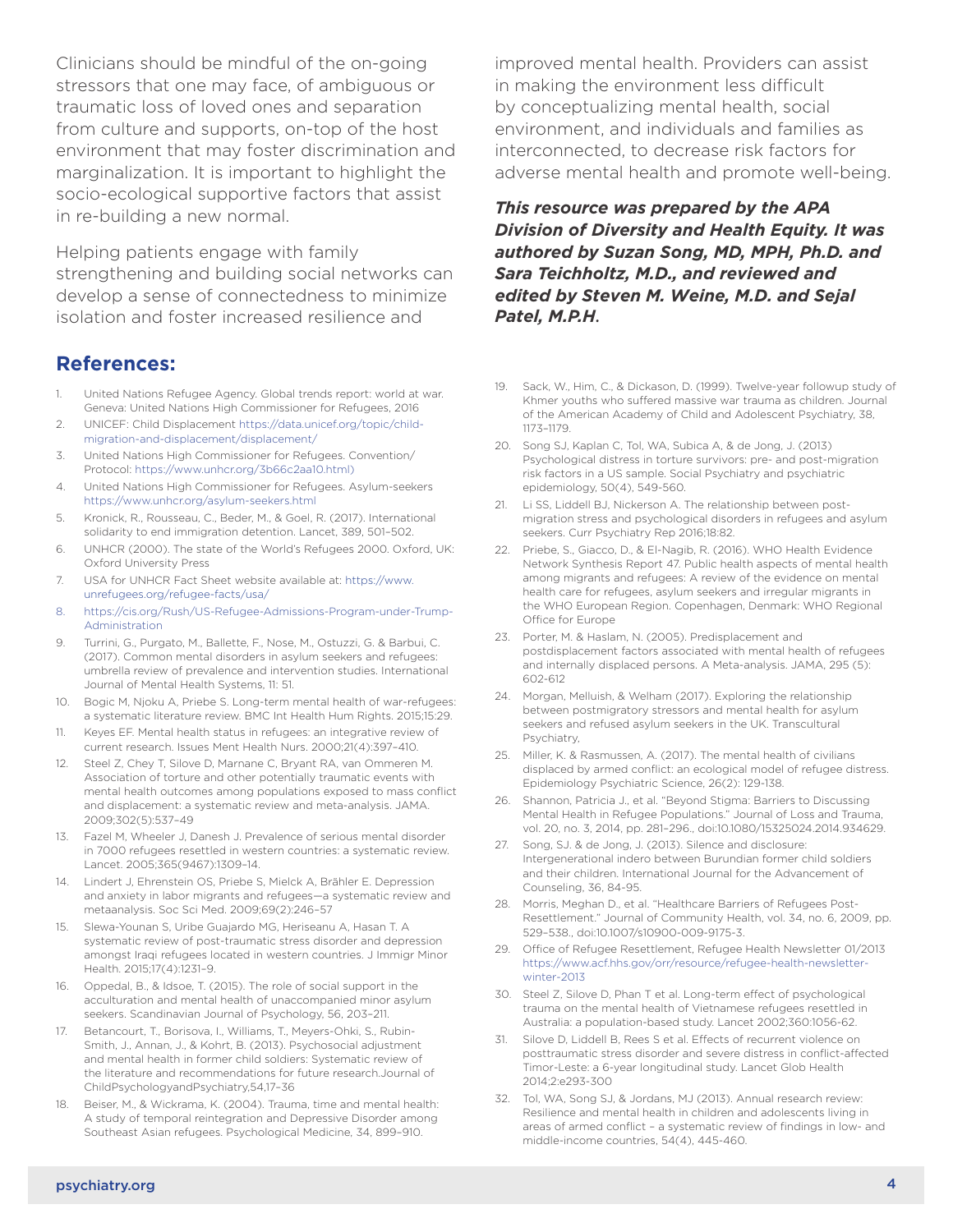Clinicians should be mindful of the on-going stressors that one may face, of ambiguous or traumatic loss of loved ones and separation from culture and supports, on-top of the host environment that may foster discrimination and marginalization. It is important to highlight the socio-ecological supportive factors that assist in re-building a new normal.

Helping patients engage with family strengthening and building social networks can develop a sense of connectedness to minimize isolation and foster increased resilience and improved mental health. Providers can assist in making the environment less difficult by conceptualizing mental health, social environment, and individuals and families as interconnected, to decrease risk factors for adverse mental health and promote well-being.

***This resource was prepared by the APA Division of Diversity and Health Equity. It was authored by Suzan Song, MD, MPH, Ph.D. and Sara Teichholtz, M.D., and reviewed and edited by Steven M. Weine, M.D. and Sejal Patel, M.P.H.***

## References:

1. United Nations Refugee Agency. Global trends report: world at war. Geneva: United Nations High Commissioner for Refugees, 2016
2. UNICEF: Child Displacement https://data.unicef.org/topic/child-migration-and-displacement/displacement/
3. United Nations High Commissioner for Refugees. Convention/Protocol: https://www.unhcr.org/3b66c2aa10.html)
4. United Nations High Commissioner for Refugees. Asylum-seekers https://www.unhcr.org/asylum-seekers.html
5. Kronick, R., Rousseau, C., Beder, M., & Goel, R. (2017). International solidarity to end immigration detention. Lancet, 389, 501–502.
6. UNHCR (2000). The state of the World's Refugees 2000. Oxford, UK: Oxford University Press
7. USA for UNHCR Fact Sheet website available at: https://www.unrefugees.org/refugee-facts/usa/
8. https://cis.org/Rush/US-Refugee-Admissions-Program-under-Trump-Administration
9. Turrini, G., Purgato, M., Ballette, F., Nose, M., Ostuzzi, G. & Barbui, C. (2017). Common mental disorders in asylum seekers and refugees: umbrella review of prevalence and intervention studies. International Journal of Mental Health Systems, 11: 51.
10. Bogic M, Njoku A, Priebe S. Long-term mental health of war-refugees: a systematic literature review. BMC Int Health Hum Rights. 2015;15:29.
11. Keyes EF. Mental health status in refugees: an integrative review of current research. Issues Ment Health Nurs. 2000;21(4):397–410.
12. Steel Z, Chey T, Silove D, Marnane C, Bryant RA, van Ommeren M. Association of torture and other potentially traumatic events with mental health outcomes among populations exposed to mass conflict and displacement: a systematic review and meta-analysis. JAMA. 2009;302(5):537–49
13. Fazel M, Wheeler J, Danesh J. Prevalence of serious mental disorder in 7000 refugees resettled in western countries: a systematic review. Lancet. 2005;365(9467):1309–14.
14. Lindert J, Ehrenstein OS, Priebe S, Mielck A, Brähler E. Depression and anxiety in labor migrants and refugees—a systematic review and metaanalysis. Soc Sci Med. 2009;69(2):246–57
15. Slewa-Younan S, Uribe Guajardo MG, Heriseanu A, Hasan T. A systematic review of post-traumatic stress disorder and depression amongst Iraqi refugees located in western countries. J Immigr Minor Health. 2015;17(4):1231–9.
16. Oppedal, B., & Idsoe, T. (2015). The role of social support in the acculturation and mental health of unaccompanied minor asylum seekers. Scandinavian Journal of Psychology, 56, 203–211.
17. Betancourt, T., Borisova, I., Williams, T., Meyers-Ohki, S., Rubin-Smith, J., Annan, J., & Kohrt, B. (2013). Psychosocial adjustment and mental health in former child soldiers: Systematic review of the literature and recommendations for future research.Journal of ChildPsychologyandPsychiatry,54,17–36
18. Beiser, M., & Wickrama, K. (2004). Trauma, time and mental health: A study of temporal reintegration and Depressive Disorder among Southeast Asian refugees. Psychological Medicine, 34, 899–910.
19. Sack, W., Him, C., & Dickason, D. (1999). Twelve-year followup study of Khmer youths who suffered massive war trauma as children. Journal of the American Academy of Child and Adolescent Psychiatry, 38, 1173–1179.
20. Song SJ, Kaplan C, Tol, WA, Subica A, & de Jong, J. (2013) Psychological distress in torture survivors: pre- and post-migration risk factors in a US sample. Social Psychiatry and psychiatric epidemiology, 50(4), 549-560.
21. Li SS, Liddell BJ, Nickerson A. The relationship between post-migration stress and psychological disorders in refugees and asylum seekers. Curr Psychiatry Rep 2016;18:82.
22. Priebe, S., Giacco, D., & El-Nagib, R. (2016). WHO Health Evidence Network Synthesis Report 47. Public health aspects of mental health among migrants and refugees: A review of the evidence on mental health care for refugees, asylum seekers and irregular migrants in the WHO European Region. Copenhagen, Denmark: WHO Regional Office for Europe
23. Porter, M. & Haslam, N. (2005). Predisplacement and postdisplacement factors associated with mental health of refugees and internally displaced persons. A Meta-analysis. JAMA, 295 (5): 602-612
24. Morgan, Melluish, & Welham (2017). Exploring the relationship between postmigratory stressors and mental health for asylum seekers and refused asylum seekers in the UK. Transcultural Psychiatry,
25. Miller, K. & Rasmussen, A. (2017). The mental health of civilians displaced by armed conflict: an ecological model of refugee distress. Epidemiology Psychiatric Science, 26(2): 129-138.
26. Shannon, Patricia J., et al. "Beyond Stigma: Barriers to Discussing Mental Health in Refugee Populations." Journal of Loss and Trauma, vol. 20, no. 3, 2014, pp. 281–296., doi:10.1080/15325024.2014.934629.
27. Song, SJ. & de Jong, J. (2013). Silence and disclosure: Intergenerational indero between Burundian former child soldiers and their children. International Journal for the Advancement of Counseling, 36, 84-95.
28. Morris, Meghan D., et al. "Healthcare Barriers of Refugees Post-Resettlement." Journal of Community Health, vol. 34, no. 6, 2009, pp. 529–538., doi:10.1007/s10900-009-9175-3.
29. Office of Refugee Resettlement, Refugee Health Newsletter 01/2013 https://www.acf.hhs.gov/orr/resource/refugee-health-newsletter-winter-2013
30. Steel Z, Silove D, Phan T et al. Long-term effect of psychological trauma on the mental health of Vietnamese refugees resettled in Australia: a population-based study. Lancet 2002;360:1056-62.
31. Silove D, Liddell B, Rees S et al. Effects of recurrent violence on posttraumatic stress disorder and severe distress in conflict-affected Timor-Leste: a 6-year longitudinal study. Lancet Glob Health 2014;2:e293-300
32. Tol, WA, Song SJ, & Jordans, MJ (2013). Annual research review: Resilience and mental health in children and adolescents living in areas of armed conflict – a systematic review of findings in low- and middle-income countries, 54(4), 445-460.